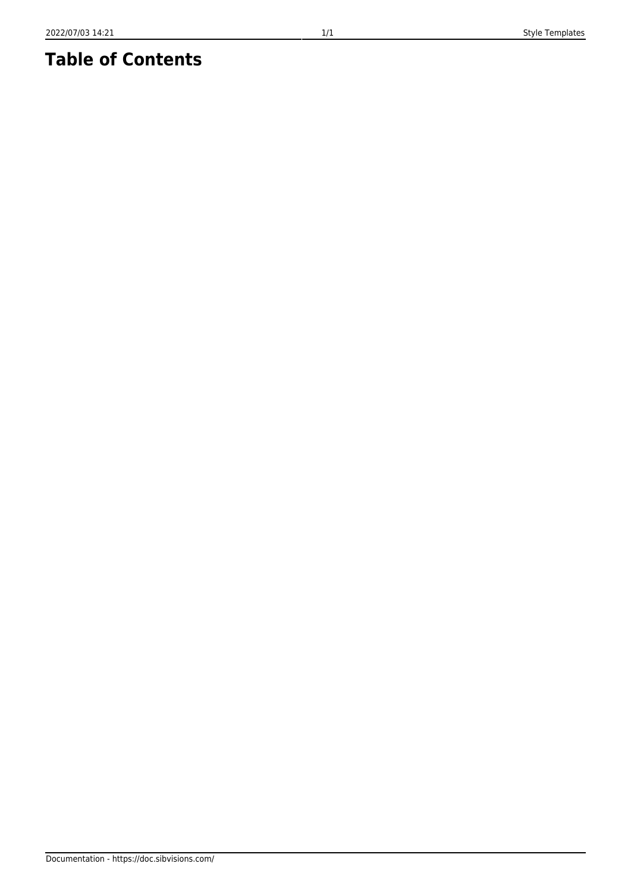# Table of Contents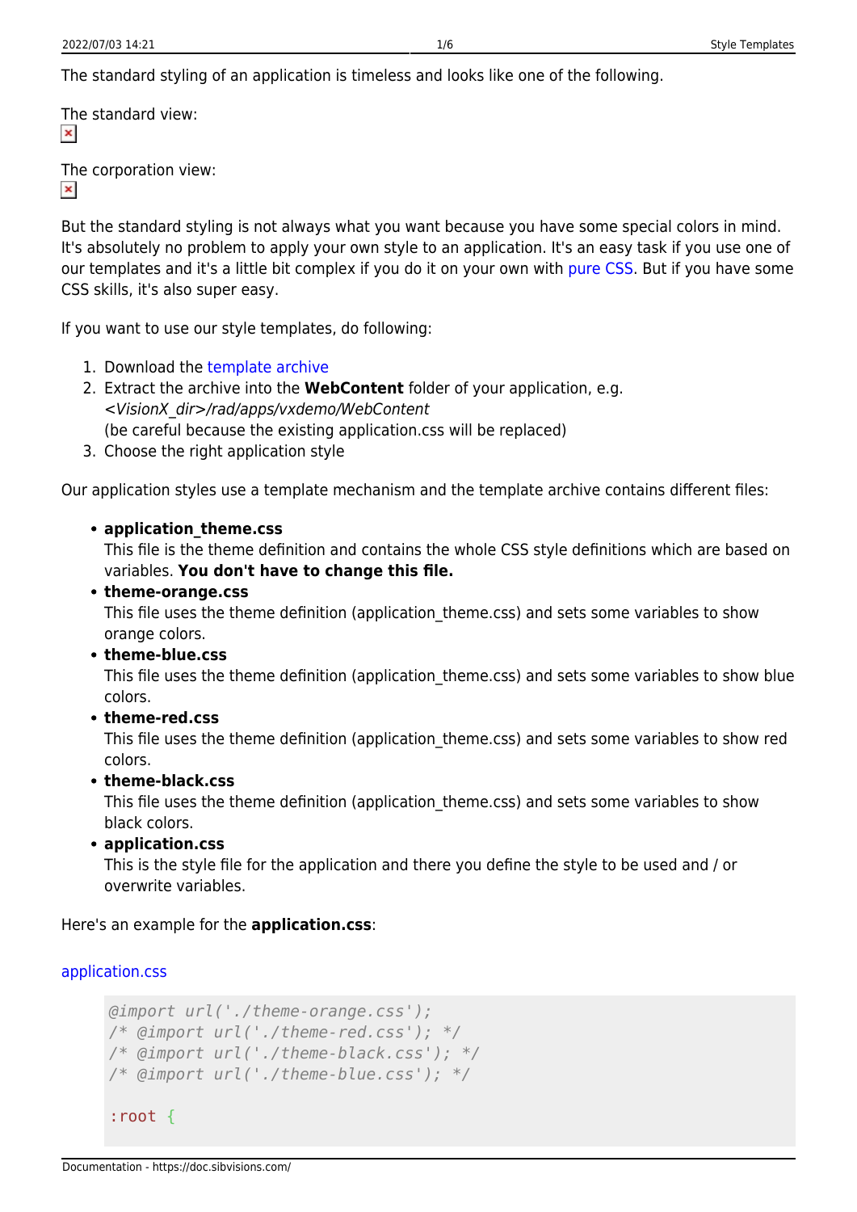The standard styling of an application is timeless and looks like one of the following.

The standard view:

The corporation view:

But the standard styling is not always what you want because you have some special colors in mind. It's absolutely no problem to apply your own style to an application. It's an easy task if you use one of our templates and it's a little bit complex if you do it on your own with pure CSS. But if you have some CSS skills, it's also super easy.

If you want to use our style templates, do following:

1. Download the template archive
2. Extract the archive into the **WebContent** folder of your application, e.g. *<VisionX_dir>/rad/apps/vxdemo/WebContent*
   (be careful because the existing application.css will be replaced)
3. Choose the right application style

Our application styles use a template mechanism and the template archive contains different files:

- **application_theme.css**
  This file is the theme definition and contains the whole CSS style definitions which are based on variables. **You don't have to change this file.**
- **theme-orange.css**
  This file uses the theme definition (application_theme.css) and sets some variables to show orange colors.
- **theme-blue.css**
  This file uses the theme definition (application_theme.css) and sets some variables to show blue colors.
- **theme-red.css**
  This file uses the theme definition (application_theme.css) and sets some variables to show red colors.
- **theme-black.css**
  This file uses the theme definition (application_theme.css) and sets some variables to show black colors.
- **application.css**
  This is the style file for the application and there you define the style to be used and / or overwrite variables.

Here's an example for the **application.css**:

application.css

```
@import url('./theme-orange.css');
/* @import url('./theme-red.css'); */
/* @import url('./theme-black.css'); */
/* @import url('./theme-blue.css'); */

:root {
```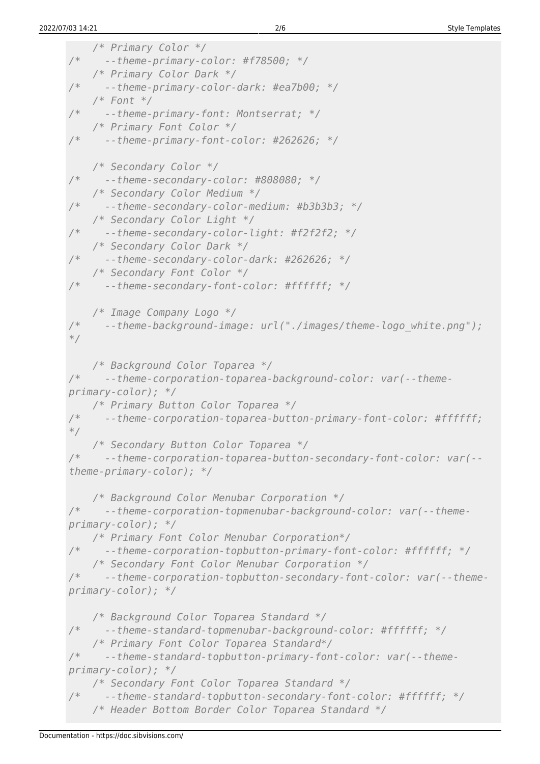```
    /* Primary Color */
/*    --theme-primary-color: #f78500; */
    /* Primary Color Dark */
/*    --theme-primary-color-dark: #ea7b00; */
    /* Font */
/*    --theme-primary-font: Montserrat; */
    /* Primary Font Color */
/*    --theme-primary-font-color: #262626; */

    /* Secondary Color */
/*    --theme-secondary-color: #808080; */
    /* Secondary Color Medium */
/*    --theme-secondary-color-medium: #b3b3b3; */
    /* Secondary Color Light */
/*    --theme-secondary-color-light: #f2f2f2; */
    /* Secondary Color Dark */
/*    --theme-secondary-color-dark: #262626; */
    /* Secondary Font Color */
/*    --theme-secondary-font-color: #ffffff; */

    /* Image Company Logo */
/*    --theme-background-image: url("./images/theme-logo_white.png");
*/

    /* Background Color Toparea */
/*    --theme-corporation-toparea-background-color: var(--theme-
primary-color); */
    /* Primary Button Color Toparea */
/*    --theme-corporation-toparea-button-primary-font-color: #ffffff;
*/
    /* Secondary Button Color Toparea */
/*    --theme-corporation-toparea-button-secondary-font-color: var(--
theme-primary-color); */

    /* Background Color Menubar Corporation */
/*    --theme-corporation-topmenubar-background-color: var(--theme-
primary-color); */
    /* Primary Font Color Menubar Corporation*/
/*    --theme-corporation-topbutton-primary-font-color: #ffffff; */
    /* Secondary Font Color Menubar Corporation */
/*    --theme-corporation-topbutton-secondary-font-color: var(--theme-
primary-color); */

    /* Background Color Toparea Standard */
/*    --theme-standard-topmenubar-background-color: #ffffff; */
    /* Primary Font Color Toparea Standard*/
/*    --theme-standard-topbutton-primary-font-color: var(--theme-
primary-color); */
    /* Secondary Font Color Toparea Standard */
/*    --theme-standard-topbutton-secondary-font-color: #ffffff; */
    /* Header Bottom Border Color Toparea Standard */
```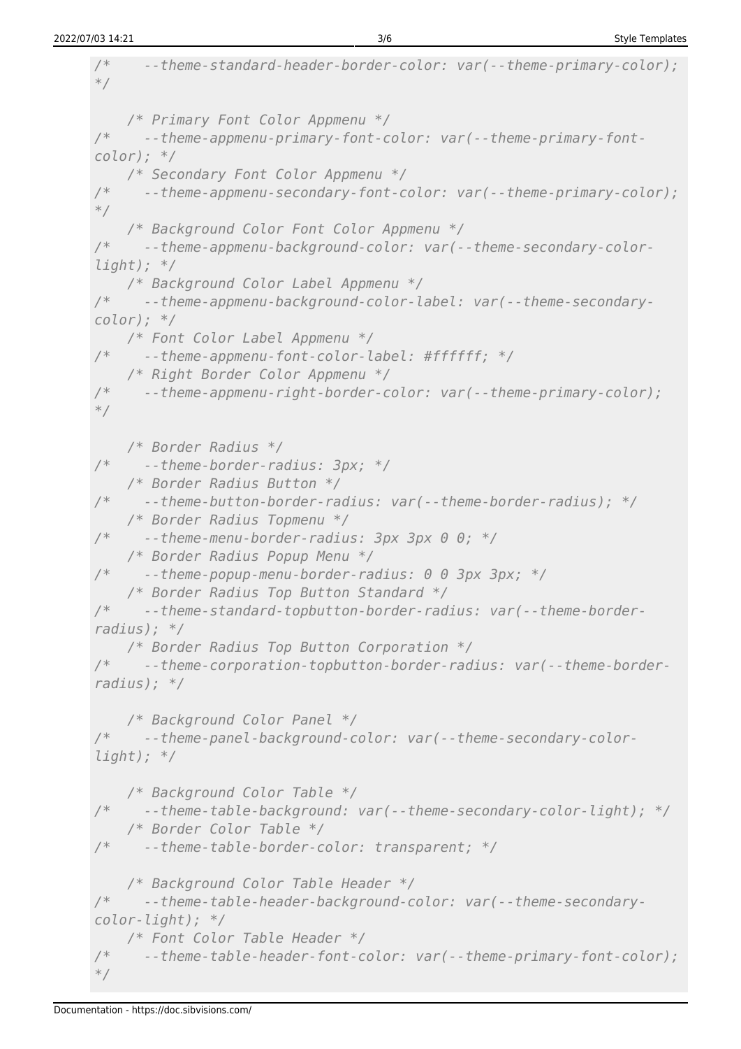```
/*    --theme-standard-header-border-color: var(--theme-primary-color);
*/

    /* Primary Font Color Appmenu */
/*    --theme-appmenu-primary-font-color: var(--theme-primary-font-
color); */
    /* Secondary Font Color Appmenu */
/*    --theme-appmenu-secondary-font-color: var(--theme-primary-color);
*/
    /* Background Color Font Color Appmenu */
/*    --theme-appmenu-background-color: var(--theme-secondary-color-
light); */
    /* Background Color Label Appmenu */
/*    --theme-appmenu-background-color-label: var(--theme-secondary-
color); */
    /* Font Color Label Appmenu */
/*    --theme-appmenu-font-color-label: #ffffff; */
    /* Right Border Color Appmenu */
/*    --theme-appmenu-right-border-color: var(--theme-primary-color);
*/

    /* Border Radius */
/*    --theme-border-radius: 3px; */
    /* Border Radius Button */
/*    --theme-button-border-radius: var(--theme-border-radius); */
    /* Border Radius Topmenu */
/*    --theme-menu-border-radius: 3px 3px 0 0; */
    /* Border Radius Popup Menu */
/*    --theme-popup-menu-border-radius: 0 0 3px 3px; */
    /* Border Radius Top Button Standard */
/*    --theme-standard-topbutton-border-radius: var(--theme-border-
radius); */
    /* Border Radius Top Button Corporation */
/*    --theme-corporation-topbutton-border-radius: var(--theme-border-
radius); */

    /* Background Color Panel */
/*    --theme-panel-background-color: var(--theme-secondary-color-
light); */

    /* Background Color Table */
/*    --theme-table-background: var(--theme-secondary-color-light); */
    /* Border Color Table */
/*    --theme-table-border-color: transparent; */

    /* Background Color Table Header */
/*    --theme-table-header-background-color: var(--theme-secondary-
color-light); */
    /* Font Color Table Header */
/*    --theme-table-header-font-color: var(--theme-primary-font-color);
*/
```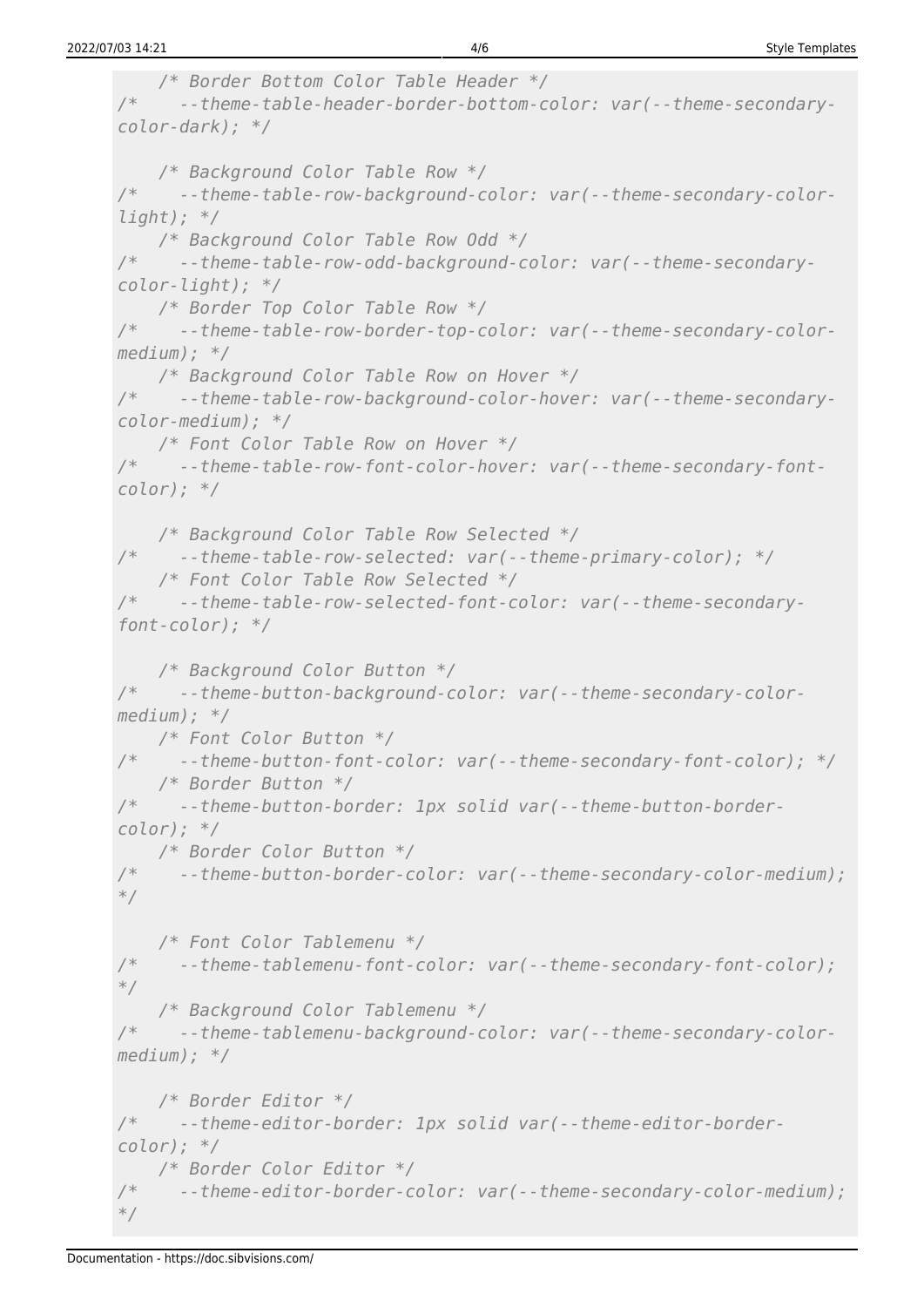```
    /* Border Bottom Color Table Header */
/*    --theme-table-header-border-bottom-color: var(--theme-secondary-color-dark); */

    /* Background Color Table Row */
/*    --theme-table-row-background-color: var(--theme-secondary-color-light); */
    /* Background Color Table Row Odd */
/*    --theme-table-row-odd-background-color: var(--theme-secondary-color-light); */
    /* Border Top Color Table Row */
/*    --theme-table-row-border-top-color: var(--theme-secondary-color-medium); */
    /* Background Color Table Row on Hover */
/*    --theme-table-row-background-color-hover: var(--theme-secondary-color-medium); */
    /* Font Color Table Row on Hover */
/*    --theme-table-row-font-color-hover: var(--theme-secondary-font-color); */

    /* Background Color Table Row Selected */
/*    --theme-table-row-selected: var(--theme-primary-color); */
    /* Font Color Table Row Selected */
/*    --theme-table-row-selected-font-color: var(--theme-secondary-font-color); */

    /* Background Color Button */
/*    --theme-button-background-color: var(--theme-secondary-color-medium); */
    /* Font Color Button */
/*    --theme-button-font-color: var(--theme-secondary-font-color); */
    /* Border Button */
/*    --theme-button-border: 1px solid var(--theme-button-border-color); */
    /* Border Color Button */
/*    --theme-button-border-color: var(--theme-secondary-color-medium); */

    /* Font Color Tablemenu */
/*    --theme-tablemenu-font-color: var(--theme-secondary-font-color); */
    /* Background Color Tablemenu */
/*    --theme-tablemenu-background-color: var(--theme-secondary-color-medium); */

    /* Border Editor */
/*    --theme-editor-border: 1px solid var(--theme-editor-border-color); */
    /* Border Color Editor */
/*    --theme-editor-border-color: var(--theme-secondary-color-medium); */
```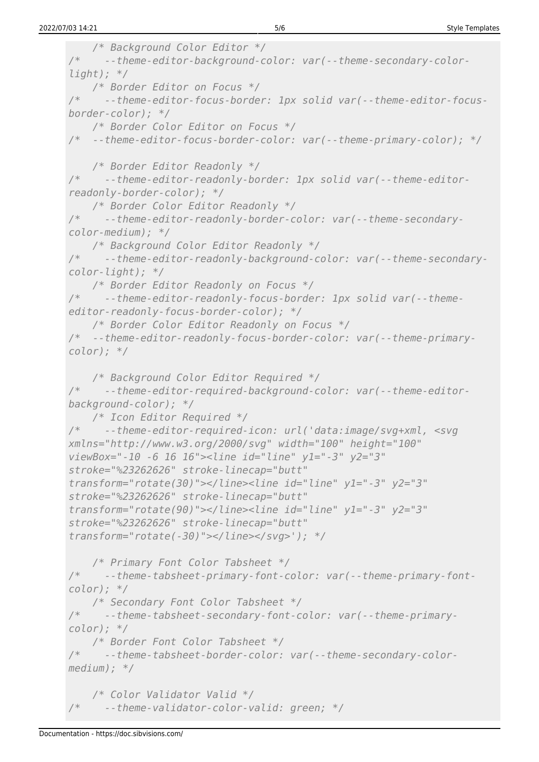```
    /* Background Color Editor */
/*    --theme-editor-background-color: var(--theme-secondary-color-light); */
    /* Border Editor on Focus */
/*    --theme-editor-focus-border: 1px solid var(--theme-editor-focus-border-color); */
    /* Border Color Editor on Focus */
/*  --theme-editor-focus-border-color: var(--theme-primary-color); */

    /* Border Editor Readonly */
/*    --theme-editor-readonly-border: 1px solid var(--theme-editor-readonly-border-color); */
    /* Border Color Editor Readonly */
/*    --theme-editor-readonly-border-color: var(--theme-secondary-color-medium); */
    /* Background Color Editor Readonly */
/*    --theme-editor-readonly-background-color: var(--theme-secondary-color-light); */
    /* Border Editor Readonly on Focus */
/*    --theme-editor-readonly-focus-border: 1px solid var(--theme-editor-readonly-focus-border-color); */
    /* Border Color Editor Readonly on Focus */
/*  --theme-editor-readonly-focus-border-color: var(--theme-primary-color); */

    /* Background Color Editor Required */
/*    --theme-editor-required-background-color: var(--theme-editor-background-color); */
    /* Icon Editor Required */
/*    --theme-editor-required-icon: url('data:image/svg+xml, <svg xmlns="http://www.w3.org/2000/svg" width="100" height="100" viewBox="-10 -6 16 16"><line id="line" y1="-3" y2="3" stroke="%23262626" stroke-linecap="butt" transform="rotate(30)"></line><line id="line" y1="-3" y2="3" stroke="%23262626" stroke-linecap="butt" transform="rotate(90)"></line><line id="line" y1="-3" y2="3" stroke="%23262626" stroke-linecap="butt" transform="rotate(-30)"></line></svg>'); */

    /* Primary Font Color Tabsheet */
/*    --theme-tabsheet-primary-font-color: var(--theme-primary-font-color); */
    /* Secondary Font Color Tabsheet */
/*    --theme-tabsheet-secondary-font-color: var(--theme-primary-color); */
    /* Border Font Color Tabsheet */
/*    --theme-tabsheet-border-color: var(--theme-secondary-color-medium); */

    /* Color Validator Valid */
/*    --theme-validator-color-valid: green; */
```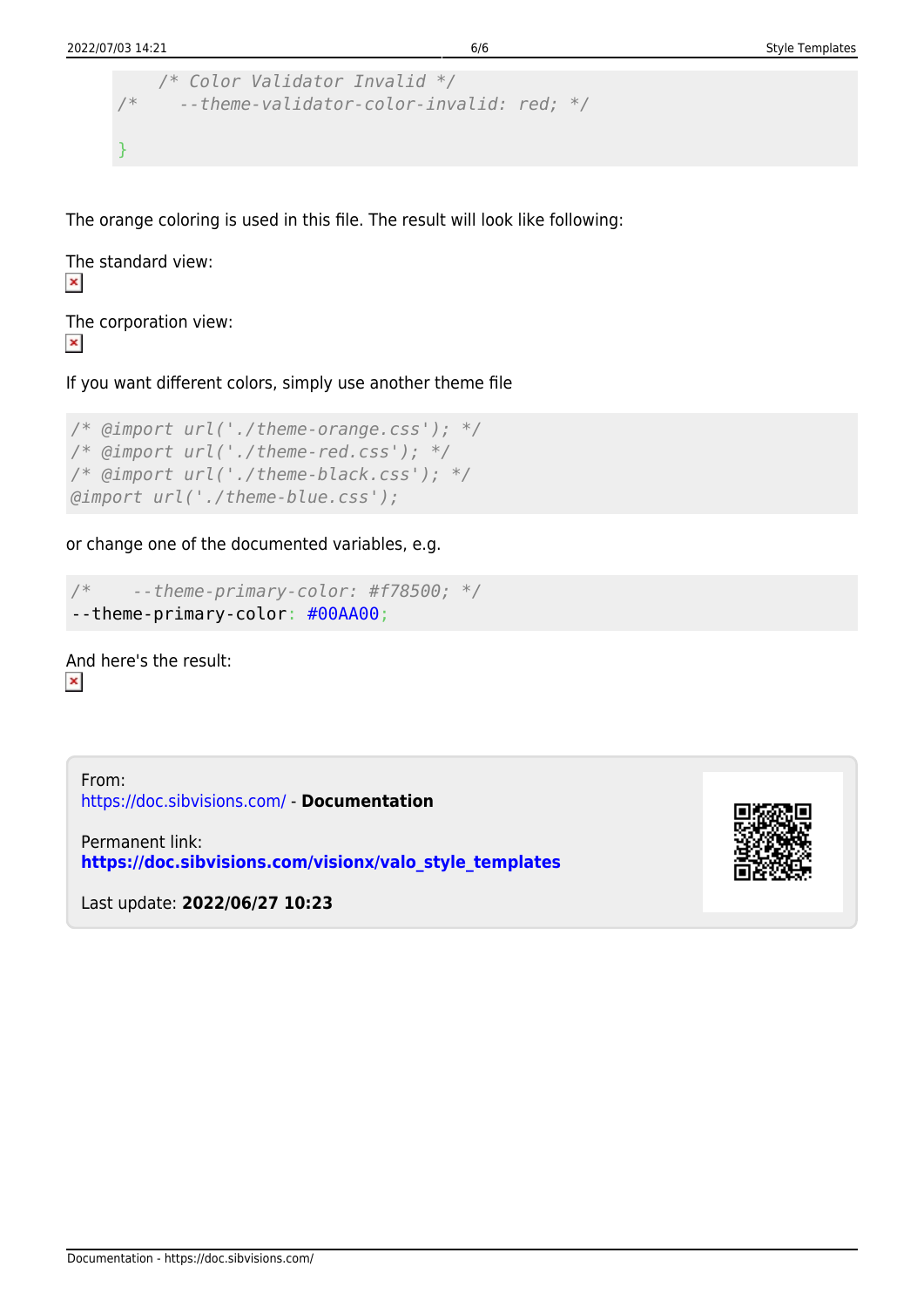```
    /* Color Validator Invalid */
/*    --theme-validator-color-invalid: red; */

}
```

The orange coloring is used in this file. The result will look like following:

The standard view:

The corporation view:

If you want different colors, simply use another theme file

```
/* @import url('./theme-orange.css'); */
/* @import url('./theme-red.css'); */
/* @import url('./theme-black.css'); */
@import url('./theme-blue.css');
```

or change one of the documented variables, e.g.

```
/*    --theme-primary-color: #f78500; */
--theme-primary-color: #00AA00;
```

And here's the result:

From:
https://doc.sibvisions.com/ - **Documentation**

Permanent link:
**https://doc.sibvisions.com/visionx/valo_style_templates**

Last update: **2022/06/27 10:23**